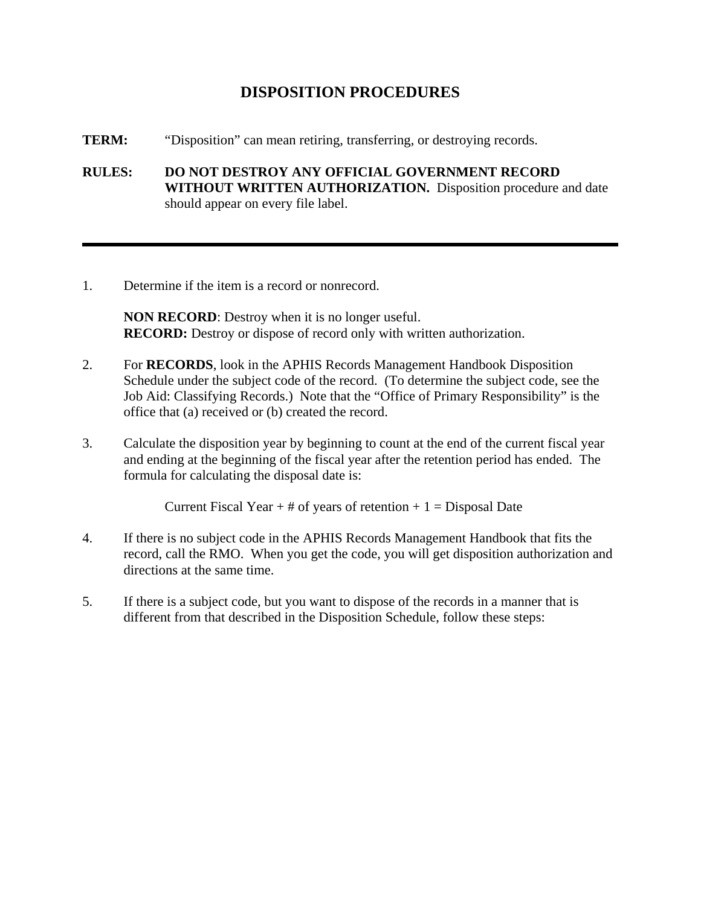# DISPOSITION PROCEDURES

**TERM:** "Disposition" can mean retiring, transferring, or destroying records.

**RULES:** **DO NOT DESTROY ANY OFFICIAL GOVERNMENT RECORD WITHOUT WRITTEN AUTHORIZATION.** Disposition procedure and date should appear on every file label.

---

1. Determine if the item is a record or nonrecord.

   **NON RECORD**: Destroy when it is no longer useful.
   **RECORD:** Destroy or dispose of record only with written authorization.

2. For **RECORDS**, look in the APHIS Records Management Handbook Disposition Schedule under the subject code of the record. (To determine the subject code, see the Job Aid: Classifying Records.) Note that the "Office of Primary Responsibility" is the office that (a) received or (b) created the record.

3. Calculate the disposition year by beginning to count at the end of the current fiscal year and ending at the beginning of the fiscal year after the retention period has ended. The formula for calculating the disposal date is:

   Current Fiscal Year + # of years of retention + 1 = Disposal Date

4. If there is no subject code in the APHIS Records Management Handbook that fits the record, call the RMO. When you get the code, you will get disposition authorization and directions at the same time.

5. If there is a subject code, but you want to dispose of the records in a manner that is different from that described in the Disposition Schedule, follow these steps: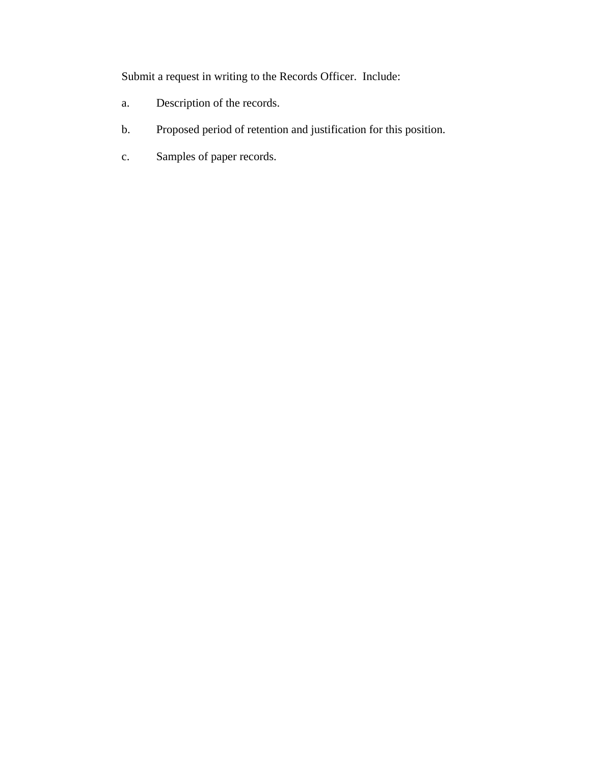Submit a request in writing to the Records Officer. Include:

a. Description of the records.

b. Proposed period of retention and justification for this position.

c. Samples of paper records.